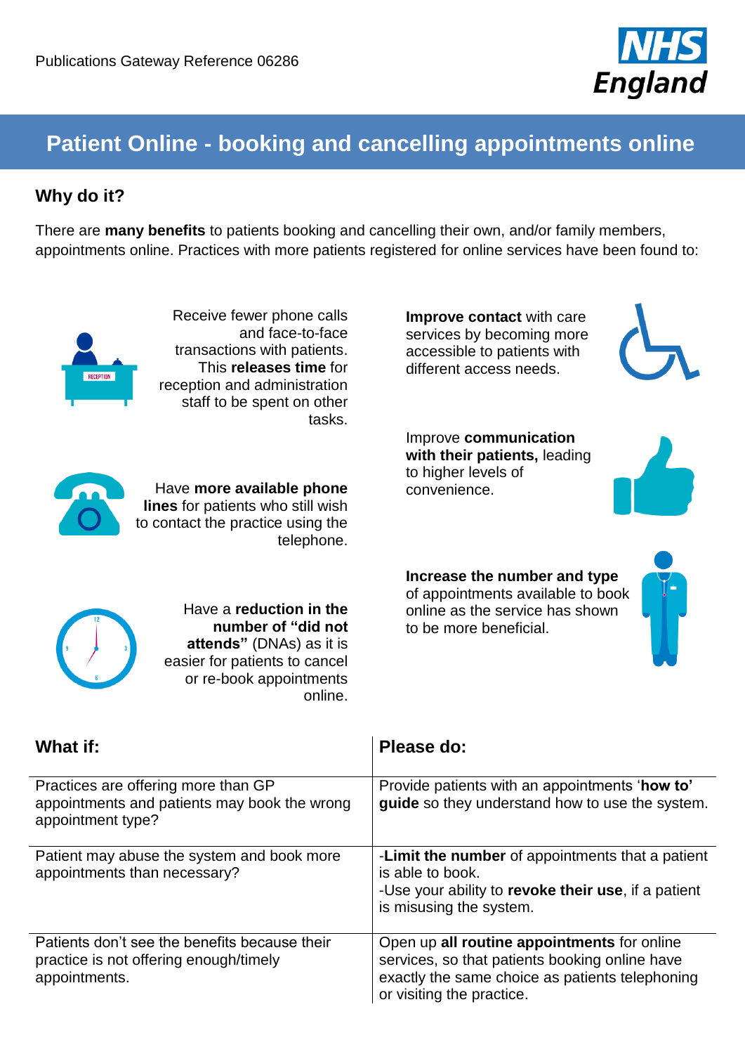Publications Gateway Reference 06286

# Patient Online - booking and cancelling appointments online

## Why do it?

There are **many benefits** to patients booking and cancelling their own, and/or family members, appointments online. Practices with more patients registered for online services have been found to:

- Receive fewer phone calls and face-to-face transactions with patients. This **releases time** for reception and administration staff to be spent on other tasks.
- Have **more available phone lines** for patients who still wish to contact the practice using the telephone.
- Have a **reduction in the number of "did not attends"** (DNAs) as it is easier for patients to cancel or re-book appointments online.
- **Improve contact** with care services by becoming more accessible to patients with different access needs.
- Improve **communication with their patients,** leading to higher levels of convenience.
- **Increase the number and type** of appointments available to book online as the service has shown to be more beneficial.

| What if: | Please do: |
|---|---|
| Practices are offering more than GP appointments and patients may book the wrong appointment type? | Provide patients with an appointments '**how to' guide** so they understand how to use the system. |
| Patient may abuse the system and book more appointments than necessary? | -**Limit the number** of appointments that a patient is able to book.<br>-Use your ability to **revoke their use**, if a patient is misusing the system. |
| Patients don't see the benefits because their practice is not offering enough/timely appointments. | Open up **all routine appointments** for online services, so that patients booking online have exactly the same choice as patients telephoning or visiting the practice. |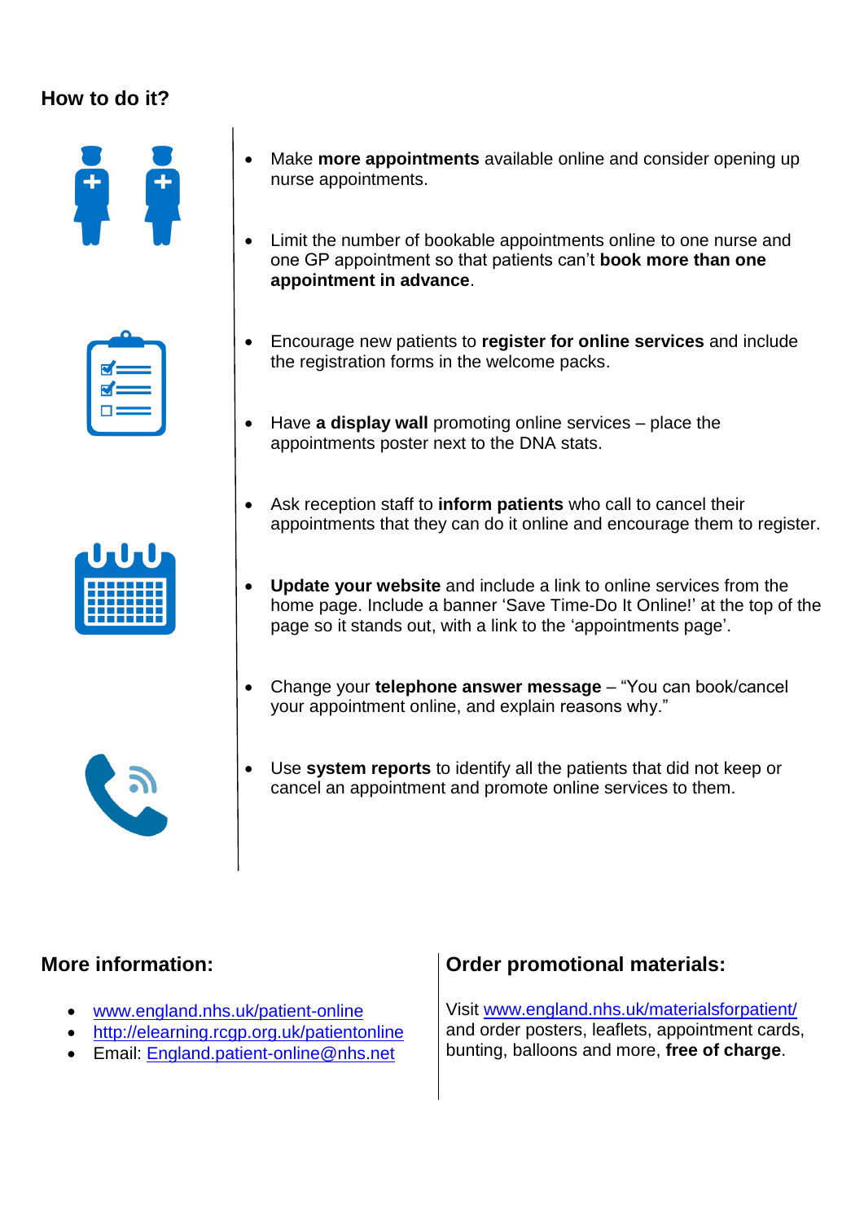## How to do it?

- Make **more appointments** available online and consider opening up nurse appointments.
- Limit the number of bookable appointments online to one nurse and one GP appointment so that patients can't **book more than one appointment in advance**.
- Encourage new patients to **register for online services** and include the registration forms in the welcome packs.
- Have **a display wall** promoting online services – place the appointments poster next to the DNA stats.
- Ask reception staff to **inform patients** who call to cancel their appointments that they can do it online and encourage them to register.
- **Update your website** and include a link to online services from the home page. Include a banner 'Save Time-Do It Online!' at the top of the page so it stands out, with a link to the 'appointments page'.
- Change your **telephone answer message** – "You can book/cancel your appointment online, and explain reasons why."
- Use **system reports** to identify all the patients that did not keep or cancel an appointment and promote online services to them.

## More information:

- www.england.nhs.uk/patient-online
- http://elearning.rcgp.org.uk/patientonline
- Email: England.patient-online@nhs.net

## Order promotional materials:

Visit www.england.nhs.uk/materialsforpatient/ and order posters, leaflets, appointment cards, bunting, balloons and more, **free of charge**.